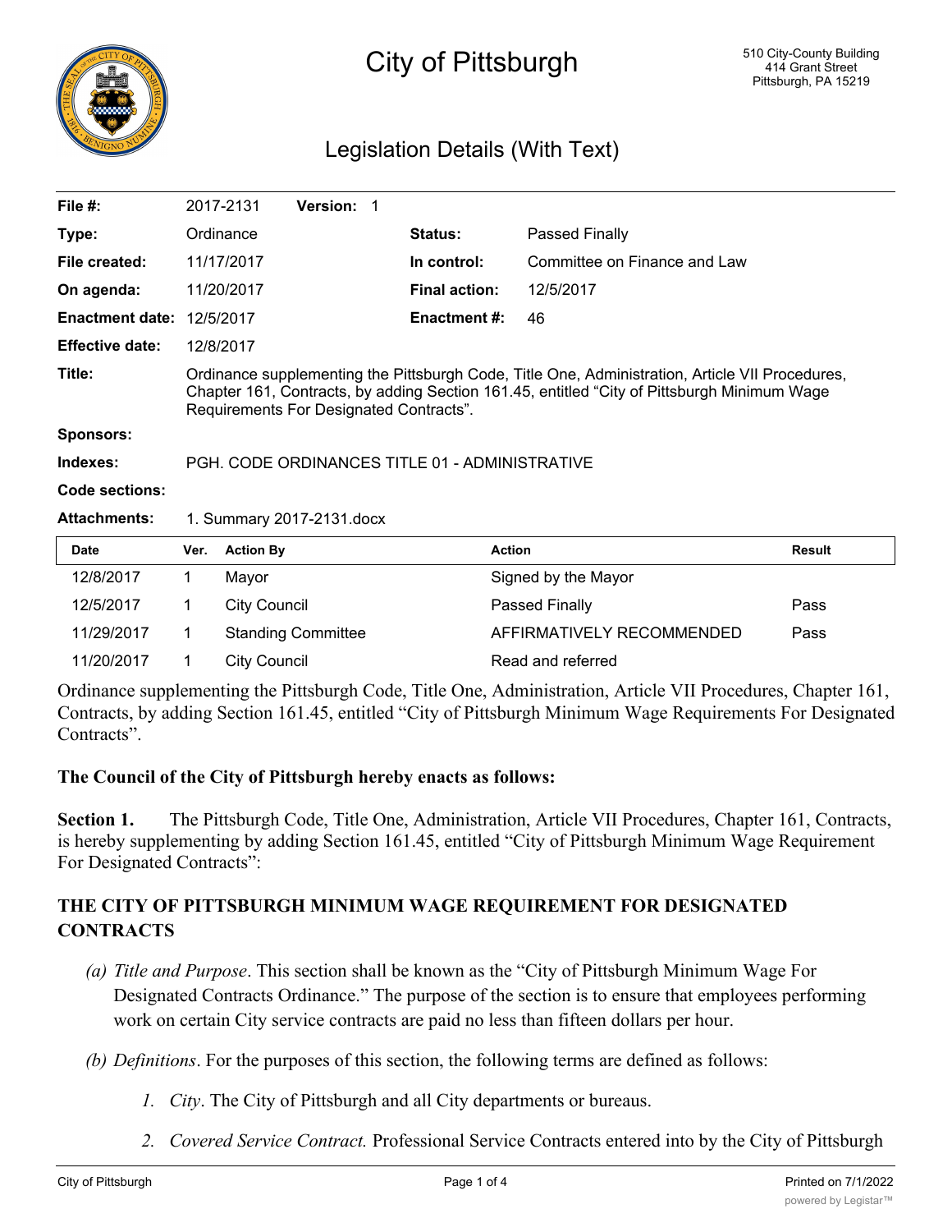# City of Pittsburgh

510 City-County Building
414 Grant Street
Pittsburgh, PA 15219

## Legislation Details (With Text)

| | | | |
|---|---|---|---|
| **File #:** | 2017-2131 **Version:** 1 | | |
| **Type:** | Ordinance | **Status:** | Passed Finally |
| **File created:** | 11/17/2017 | **In control:** | Committee on Finance and Law |
| **On agenda:** | 11/20/2017 | **Final action:** | 12/5/2017 |
| **Enactment date:** | 12/5/2017 | **Enactment #:** | 46 |
| **Effective date:** | 12/8/2017 | | |

**Title:** Ordinance supplementing the Pittsburgh Code, Title One, Administration, Article VII Procedures, Chapter 161, Contracts, by adding Section 161.45, entitled "City of Pittsburgh Minimum Wage Requirements For Designated Contracts".

**Sponsors:**

**Indexes:** PGH. CODE ORDINANCES TITLE 01 - ADMINISTRATIVE

**Code sections:**

**Attachments:** 1. Summary 2017-2131.docx

| Date | Ver. | Action By | Action | Result |
|---|---|---|---|---|
| 12/8/2017 | 1 | Mayor | Signed by the Mayor | |
| 12/5/2017 | 1 | City Council | Passed Finally | Pass |
| 11/29/2017 | 1 | Standing Committee | AFFIRMATIVELY RECOMMENDED | Pass |
| 11/20/2017 | 1 | City Council | Read and referred | |

Ordinance supplementing the Pittsburgh Code, Title One, Administration, Article VII Procedures, Chapter 161, Contracts, by adding Section 161.45, entitled "City of Pittsburgh Minimum Wage Requirements For Designated Contracts".

**The Council of the City of Pittsburgh hereby enacts as follows:**

**Section 1.** The Pittsburgh Code, Title One, Administration, Article VII Procedures, Chapter 161, Contracts, is hereby supplementing by adding Section 161.45, entitled "City of Pittsburgh Minimum Wage Requirement For Designated Contracts":

### THE CITY OF PITTSBURGH MINIMUM WAGE REQUIREMENT FOR DESIGNATED CONTRACTS

*(a) Title and Purpose*. This section shall be known as the "City of Pittsburgh Minimum Wage For Designated Contracts Ordinance." The purpose of the section is to ensure that employees performing work on certain City service contracts are paid no less than fifteen dollars per hour.

*(b) Definitions*. For the purposes of this section, the following terms are defined as follows:

1. *City*. The City of Pittsburgh and all City departments or bureaus.
2. *Covered Service Contract.* Professional Service Contracts entered into by the City of Pittsburgh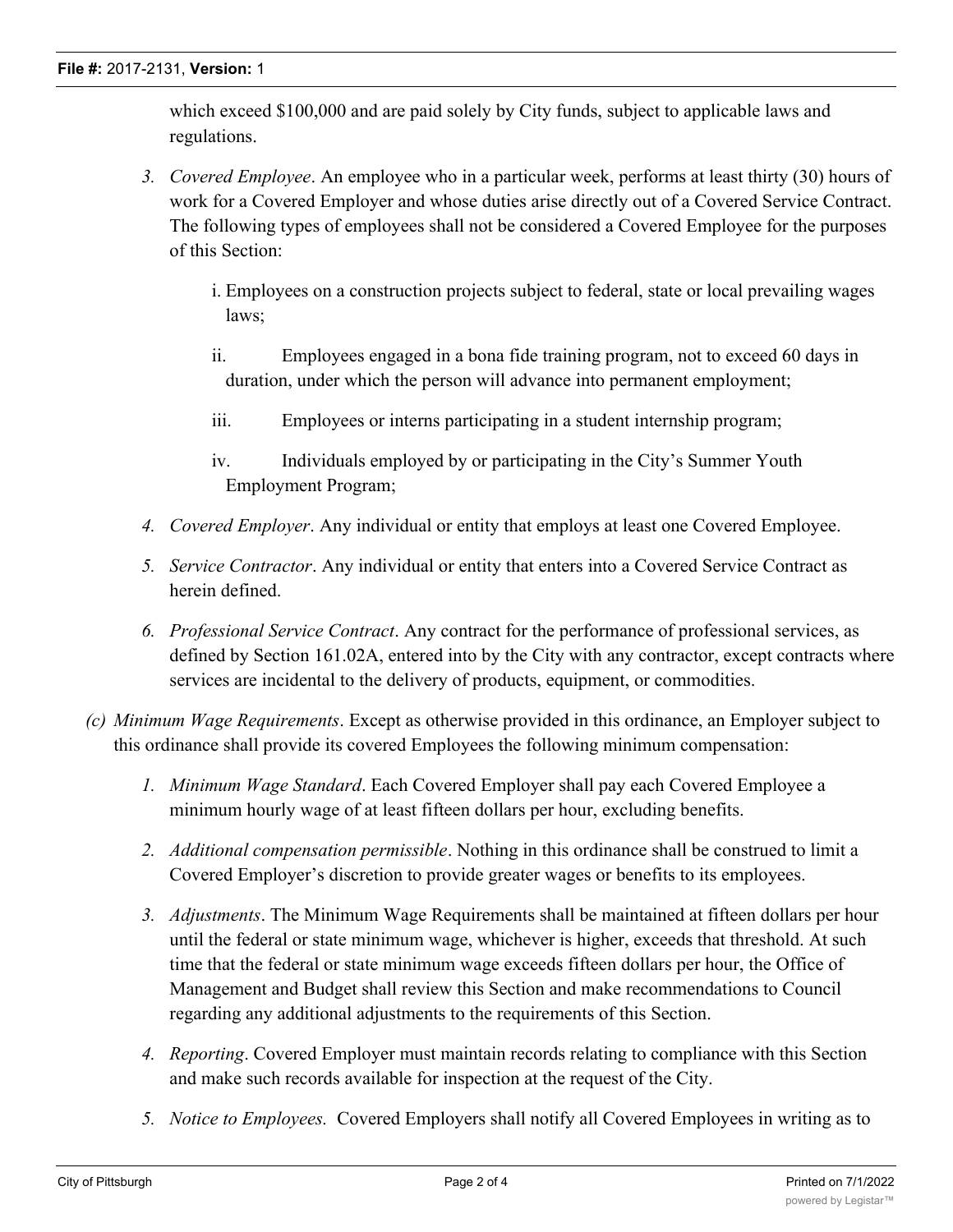which exceed $100,000 and are paid solely by City funds, subject to applicable laws and regulations.

3. *Covered Employee*. An employee who in a particular week, performs at least thirty (30) hours of work for a Covered Employer and whose duties arise directly out of a Covered Service Contract. The following types of employees shall not be considered a Covered Employee for the purposes of this Section:

    i. Employees on a construction projects subject to federal, state or local prevailing wages laws;

    ii. Employees engaged in a bona fide training program, not to exceed 60 days in duration, under which the person will advance into permanent employment;

    iii. Employees or interns participating in a student internship program;

    iv. Individuals employed by or participating in the City's Summer Youth Employment Program;

4. *Covered Employer*. Any individual or entity that employs at least one Covered Employee.

5. *Service Contractor*. Any individual or entity that enters into a Covered Service Contract as herein defined.

6. *Professional Service Contract*. Any contract for the performance of professional services, as defined by Section 161.02A, entered into by the City with any contractor, except contracts where services are incidental to the delivery of products, equipment, or commodities.

(c) *Minimum Wage Requirements*. Except as otherwise provided in this ordinance, an Employer subject to this ordinance shall provide its covered Employees the following minimum compensation:

1. *Minimum Wage Standard*. Each Covered Employer shall pay each Covered Employee a minimum hourly wage of at least fifteen dollars per hour, excluding benefits.

2. *Additional compensation permissible*. Nothing in this ordinance shall be construed to limit a Covered Employer's discretion to provide greater wages or benefits to its employees.

3. *Adjustments*. The Minimum Wage Requirements shall be maintained at fifteen dollars per hour until the federal or state minimum wage, whichever is higher, exceeds that threshold. At such time that the federal or state minimum wage exceeds fifteen dollars per hour, the Office of Management and Budget shall review this Section and make recommendations to Council regarding any additional adjustments to the requirements of this Section.

4. *Reporting*. Covered Employer must maintain records relating to compliance with this Section and make such records available for inspection at the request of the City.

5. *Notice to Employees.* Covered Employers shall notify all Covered Employees in writing as to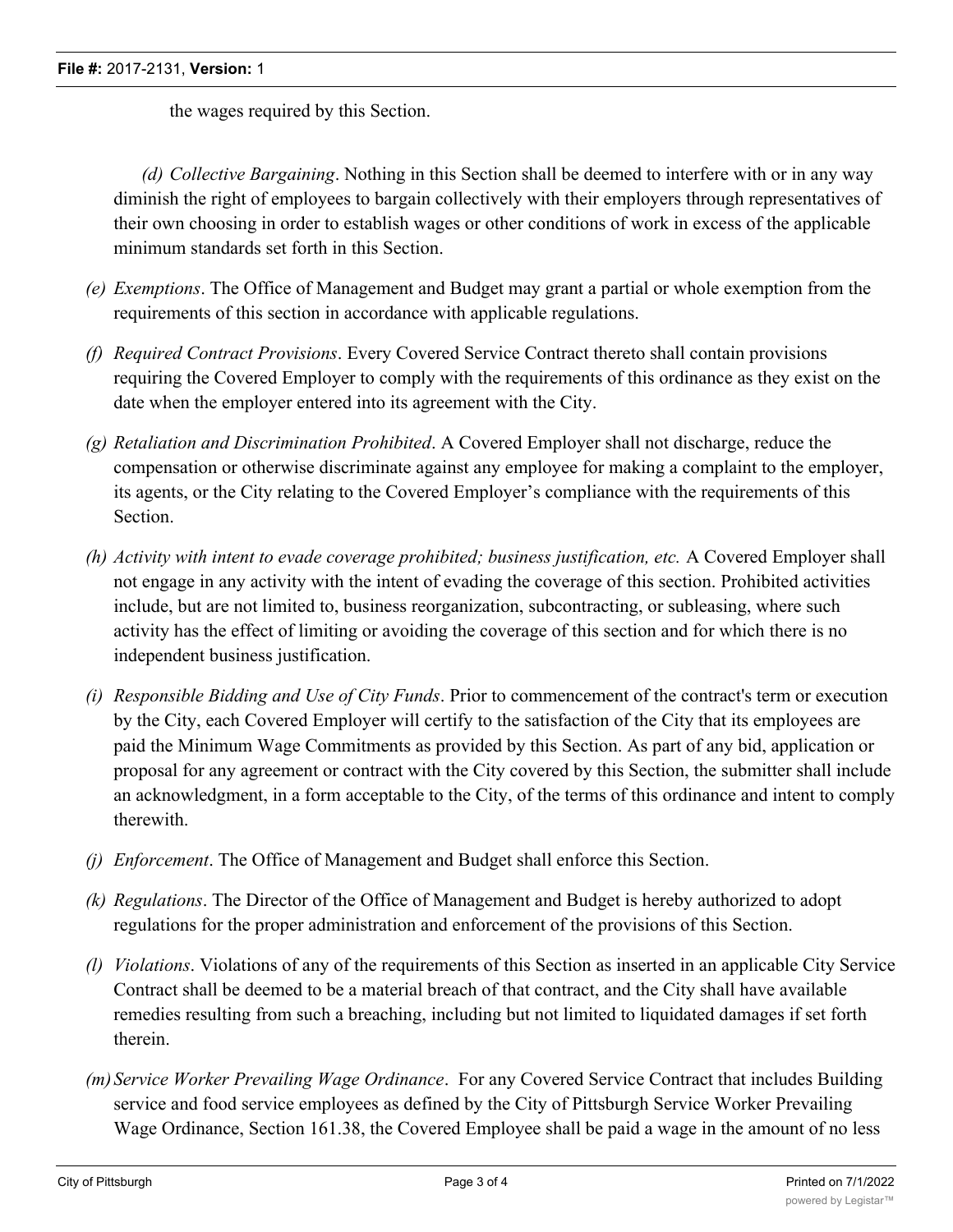the wages required by this Section.

*(d) Collective Bargaining*. Nothing in this Section shall be deemed to interfere with or in any way diminish the right of employees to bargain collectively with their employers through representatives of their own choosing in order to establish wages or other conditions of work in excess of the applicable minimum standards set forth in this Section.

*(e) Exemptions*. The Office of Management and Budget may grant a partial or whole exemption from the requirements of this section in accordance with applicable regulations.

*(f) Required Contract Provisions*. Every Covered Service Contract thereto shall contain provisions requiring the Covered Employer to comply with the requirements of this ordinance as they exist on the date when the employer entered into its agreement with the City.

*(g) Retaliation and Discrimination Prohibited*. A Covered Employer shall not discharge, reduce the compensation or otherwise discriminate against any employee for making a complaint to the employer, its agents, or the City relating to the Covered Employer's compliance with the requirements of this Section.

*(h) Activity with intent to evade coverage prohibited; business justification, etc.* A Covered Employer shall not engage in any activity with the intent of evading the coverage of this section. Prohibited activities include, but are not limited to, business reorganization, subcontracting, or subleasing, where such activity has the effect of limiting or avoiding the coverage of this section and for which there is no independent business justification.

*(i) Responsible Bidding and Use of City Funds*. Prior to commencement of the contract's term or execution by the City, each Covered Employer will certify to the satisfaction of the City that its employees are paid the Minimum Wage Commitments as provided by this Section. As part of any bid, application or proposal for any agreement or contract with the City covered by this Section, the submitter shall include an acknowledgment, in a form acceptable to the City, of the terms of this ordinance and intent to comply therewith.

*(j) Enforcement*. The Office of Management and Budget shall enforce this Section.

*(k) Regulations*. The Director of the Office of Management and Budget is hereby authorized to adopt regulations for the proper administration and enforcement of the provisions of this Section.

*(l) Violations*. Violations of any of the requirements of this Section as inserted in an applicable City Service Contract shall be deemed to be a material breach of that contract, and the City shall have available remedies resulting from such a breaching, including but not limited to liquidated damages if set forth therein.

*(m) Service Worker Prevailing Wage Ordinance*. For any Covered Service Contract that includes Building service and food service employees as defined by the City of Pittsburgh Service Worker Prevailing Wage Ordinance, Section 161.38, the Covered Employee shall be paid a wage in the amount of no less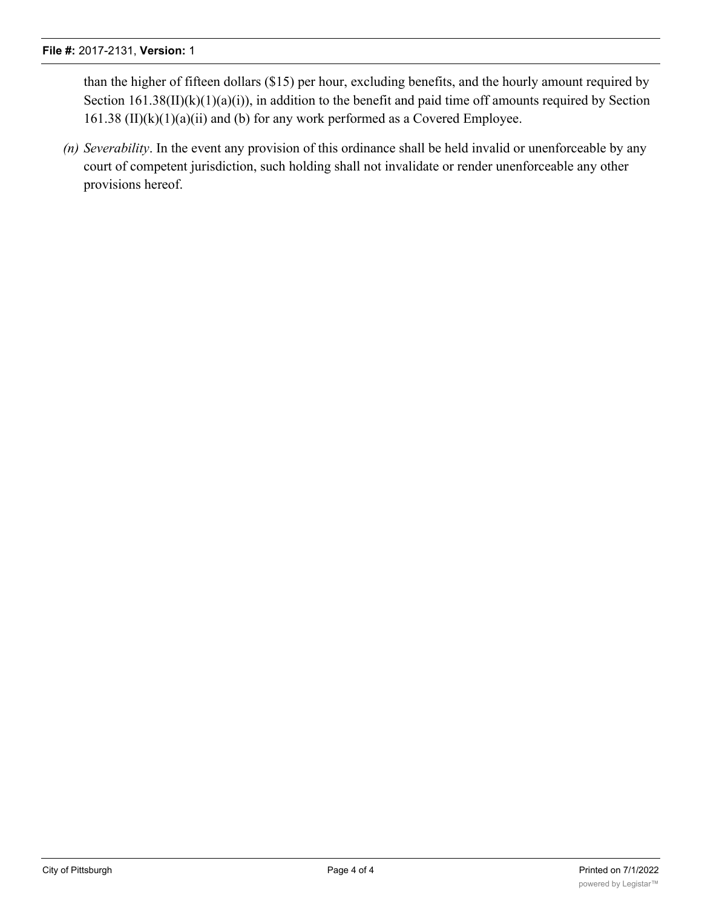than the higher of fifteen dollars ($15) per hour, excluding benefits, and the hourly amount required by Section 161.38(II)(k)(1)(a)(i)), in addition to the benefit and paid time off amounts required by Section 161.38 (II)(k)(1)(a)(ii) and (b) for any work performed as a Covered Employee.

*(n) Severability*. In the event any provision of this ordinance shall be held invalid or unenforceable by any court of competent jurisdiction, such holding shall not invalidate or render unenforceable any other provisions hereof.